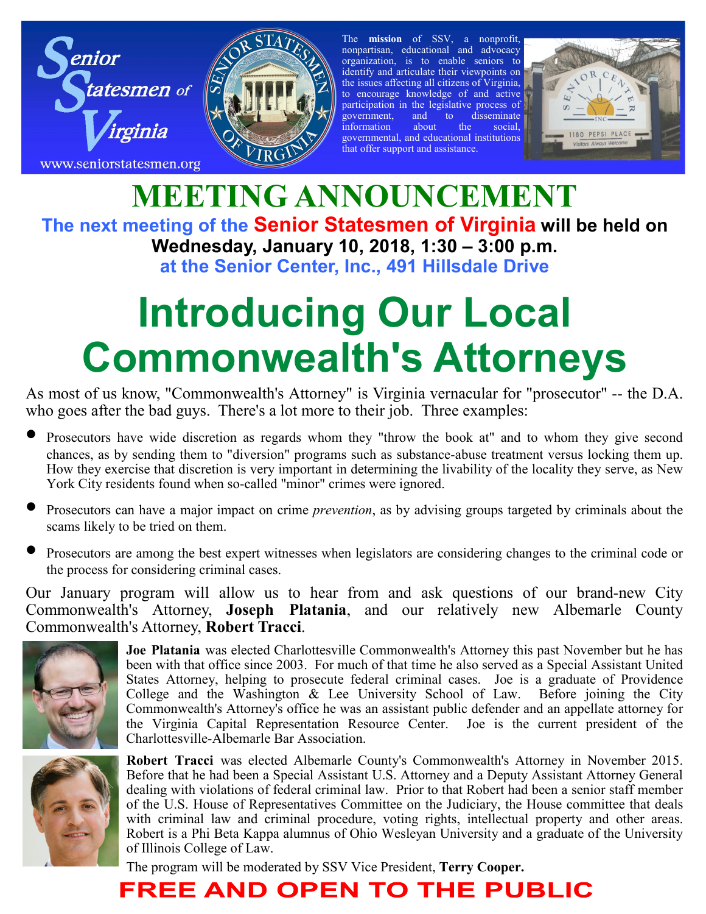Senior Statesmen of Virginia

www.seniorstatesmen.org

The **mission** of SSV, a nonprofit, nonpartisan, educational and advocacy organization, is to enable seniors to identify and articulate their viewpoints on the issues affecting all citizens of Virginia, to encourage knowledge of and active participation in the legislative process of government, and to disseminate information about the social, governmental, and educational institutions that offer support and assistance.

# MEETING ANNOUNCEMENT

**The next meeting of the Senior Statesmen of Virginia will be held on Wednesday, January 10, 2018, 1:30 – 3:00 p.m. at the Senior Center, Inc., 491 Hillsdale Drive**

# Introducing Our Local Commonwealth's Attorneys

As most of us know, "Commonwealth's Attorney" is Virginia vernacular for "prosecutor" -- the D.A. who goes after the bad guys. There's a lot more to their job. Three examples:

- Prosecutors have wide discretion as regards whom they "throw the book at" and to whom they give second chances, as by sending them to "diversion" programs such as substance-abuse treatment versus locking them up. How they exercise that discretion is very important in determining the livability of the locality they serve, as New York City residents found when so-called "minor" crimes were ignored.
- Prosecutors can have a major impact on crime *prevention*, as by advising groups targeted by criminals about the scams likely to be tried on them.
- Prosecutors are among the best expert witnesses when legislators are considering changes to the criminal code or the process for considering criminal cases.

Our January program will allow us to hear from and ask questions of our brand-new City Commonwealth's Attorney, **Joseph Platania**, and our relatively new Albemarle County Commonwealth's Attorney, **Robert Tracci**.

**Joe Platania** was elected Charlottesville Commonwealth's Attorney this past November but he has been with that office since 2003. For much of that time he also served as a Special Assistant United States Attorney, helping to prosecute federal criminal cases. Joe is a graduate of Providence College and the Washington & Lee University School of Law. Before joining the City Commonwealth's Attorney's office he was an assistant public defender and an appellate attorney for the Virginia Capital Representation Resource Center. Joe is the current president of the Charlottesville-Albemarle Bar Association.

**Robert Tracci** was elected Albemarle County's Commonwealth's Attorney in November 2015. Before that he had been a Special Assistant U.S. Attorney and a Deputy Assistant Attorney General dealing with violations of federal criminal law. Prior to that Robert had been a senior staff member of the U.S. House of Representatives Committee on the Judiciary, the House committee that deals with criminal law and criminal procedure, voting rights, intellectual property and other areas. Robert is a Phi Beta Kappa alumnus of Ohio Wesleyan University and a graduate of the University of Illinois College of Law.

The program will be moderated by SSV Vice President, **Terry Cooper.**

**FREE AND OPEN TO THE PUBLIC**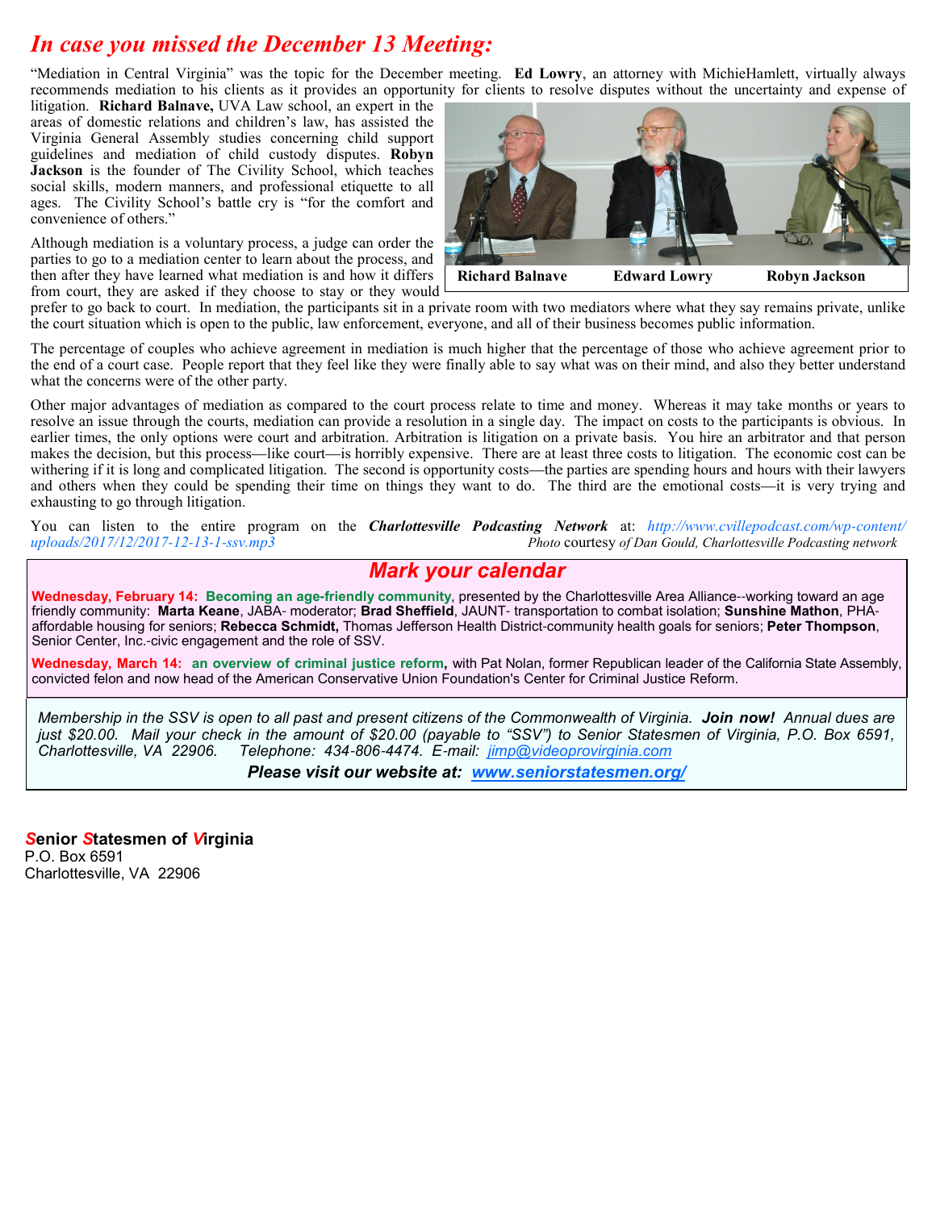## *In case you missed the December 13 Meeting:*

"Mediation in Central Virginia" was the topic for the December meeting. **Ed Lowry**, an attorney with MichieHamlett, virtually always recommends mediation to his clients as it provides an opportunity for clients to resolve disputes without the uncertainty and expense of litigation. **Richard Balnave,** UVA Law school, an expert in the areas of domestic relations and children's law, has assisted the Virginia General Assembly studies concerning child support guidelines and mediation of child custody disputes. **Robyn Jackson** is the founder of The Civility School, which teaches social skills, modern manners, and professional etiquette to all ages. The Civility School's battle cry is "for the comfort and convenience of others."

**Richard Balnave** **Edward Lowry** **Robyn Jackson**

Although mediation is a voluntary process, a judge can order the parties to go to a mediation center to learn about the process, and then after they have learned what mediation is and how it differs from court, they are asked if they choose to stay or they would prefer to go back to court. In mediation, the participants sit in a private room with two mediators where what they say remains private, unlike the court situation which is open to the public, law enforcement, everyone, and all of their business becomes public information.

The percentage of couples who achieve agreement in mediation is much higher that the percentage of those who achieve agreement prior to the end of a court case. People report that they feel like they were finally able to say what was on their mind, and also they better understand what the concerns were of the other party.

Other major advantages of mediation as compared to the court process relate to time and money. Whereas it may take months or years to resolve an issue through the courts, mediation can provide a resolution in a single day. The impact on costs to the participants is obvious. In earlier times, the only options were court and arbitration. Arbitration is litigation on a private basis. You hire an arbitrator and that person makes the decision, but this process—like court—is horribly expensive. There are at least three costs to litigation. The economic cost can be withering if it is long and complicated litigation. The second is opportunity costs—the parties are spending hours and hours with their lawyers and others when they could be spending their time on things they want to do. The third are the emotional costs—it is very trying and exhausting to go through litigation.

You can listen to the entire program on the ***Charlottesville Podcasting Network*** at: *http://www.cvillepodcast.com/wp-content/uploads/2017/12/2017-12-13-1-ssv.mp3*

*Photo* courtesy *of Dan Gould, Charlottesville Podcasting network*

## *Mark your calendar*

**Wednesday, February 14: Becoming an age-friendly community**, presented by the Charlottesville Area Alliance--working toward an age friendly community: **Marta Keane**, JABA- moderator; **Brad Sheffield**, JAUNT- transportation to combat isolation; **Sunshine Mathon**, PHA- affordable housing for seniors; **Rebecca Schmidt,** Thomas Jefferson Health District-community health goals for seniors; **Peter Thompson**, Senior Center, Inc.-civic engagement and the role of SSV.

**Wednesday, March 14: an overview of criminal justice reform,** with Pat Nolan, former Republican leader of the California State Assembly, convicted felon and now head of the American Conservative Union Foundation's Center for Criminal Justice Reform.

*Membership in the SSV is open to all past and present citizens of the Commonwealth of Virginia.* ***Join now!*** *Annual dues are just $20.00. Mail your check in the amount of $20.00 (payable to "SSV") to Senior Statesmen of Virginia, P.O. Box 6591, Charlottesville, VA 22906. Telephone: 434-806-4474. E-mail: jimp@videoprovirginia.com*

***Please visit our website at: www.seniorstatesmen.org/***

**Senior Statesmen of Virginia**
P.O. Box 6591
Charlottesville, VA 22906